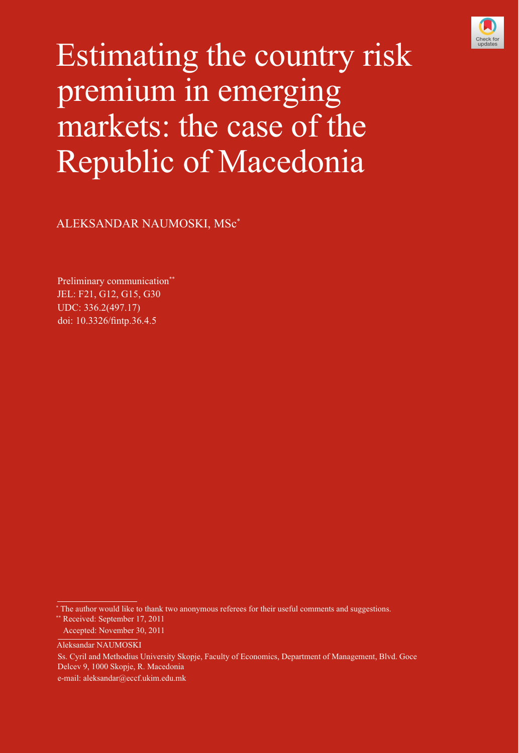# Estimating the country risk premium in emerging markets: the case of the Republic of Macedonia

ALEKSANDAR NAUMOSKI, MSc*

Preliminary communication**
JEL: F21, G12, G15, G30
UDC: 336.2(497.17)
doi: 10.3326/fintp.36.4.5

---

* The author would like to thank two anonymous referees for their useful comments and suggestions.

** Received: September 17, 2011
Accepted: November 30, 2011

Aleksandar NAUMOSKI
Ss. Cyril and Methodius University Skopje, Faculty of Economics, Department of Management, Blvd. Goce Delcev 9, 1000 Skopje, R. Macedonia
e-mail: aleksandar@eccf.ukim.edu.mk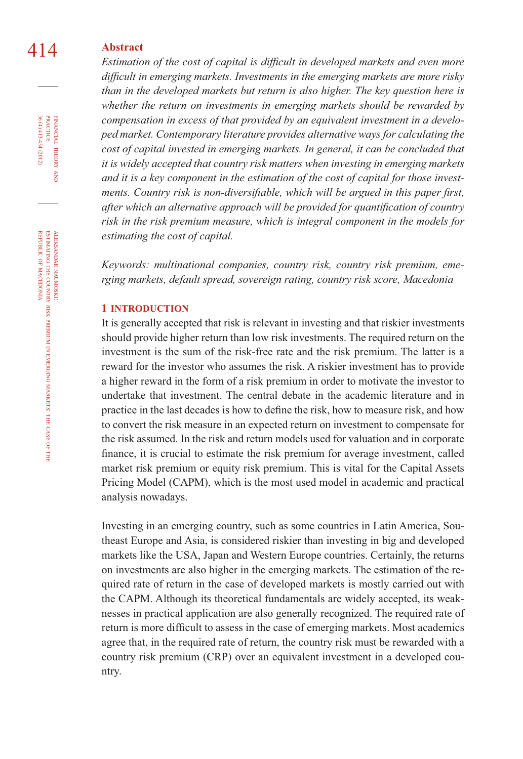## Abstract

*Estimation of the cost of capital is difficult in developed markets and even more difficult in emerging markets. Investments in the emerging markets are more risky than in the developed markets but return is also higher. The key question here is whether the return on investments in emerging markets should be rewarded by compensation in excess of that provided by an equivalent investment in a developed market. Contemporary literature provides alternative ways for calculating the cost of capital invested in emerging markets. In general, it can be concluded that it is widely accepted that country risk matters when investing in emerging markets and it is a key component in the estimation of the cost of capital for those investments. Country risk is non-diversifiable, which will be argued in this paper first, after which an alternative approach will be provided for quantification of country risk in the risk premium measure, which is integral component in the models for estimating the cost of capital.*

*Keywords: multinational companies, country risk, country risk premium, emerging markets, default spread, sovereign rating, country risk score, Macedonia*

## 1 INTRODUCTION

It is generally accepted that risk is relevant in investing and that riskier investments should provide higher return than low risk investments. The required return on the investment is the sum of the risk-free rate and the risk premium. The latter is a reward for the investor who assumes the risk. A riskier investment has to provide a higher reward in the form of a risk premium in order to motivate the investor to undertake that investment. The central debate in the academic literature and in practice in the last decades is how to define the risk, how to measure risk, and how to convert the risk measure in an expected return on investment to compensate for the risk assumed. In the risk and return models used for valuation and in corporate finance, it is crucial to estimate the risk premium for average investment, called market risk premium or equity risk premium. This is vital for the Capital Assets Pricing Model (CAPM), which is the most used model in academic and practical analysis nowadays.

Investing in an emerging country, such as some countries in Latin America, Southeast Europe and Asia, is considered riskier than investing in big and developed markets like the USA, Japan and Western Europe countries. Certainly, the returns on investments are also higher in the emerging markets. The estimation of the required rate of return in the case of developed markets is mostly carried out with the CAPM. Although its theoretical fundamentals are widely accepted, its weaknesses in practical application are also generally recognized. The required rate of return is more difficult to assess in the case of emerging markets. Most academics agree that, in the required rate of return, the country risk must be rewarded with a country risk premium (CRP) over an equivalent investment in a developed country.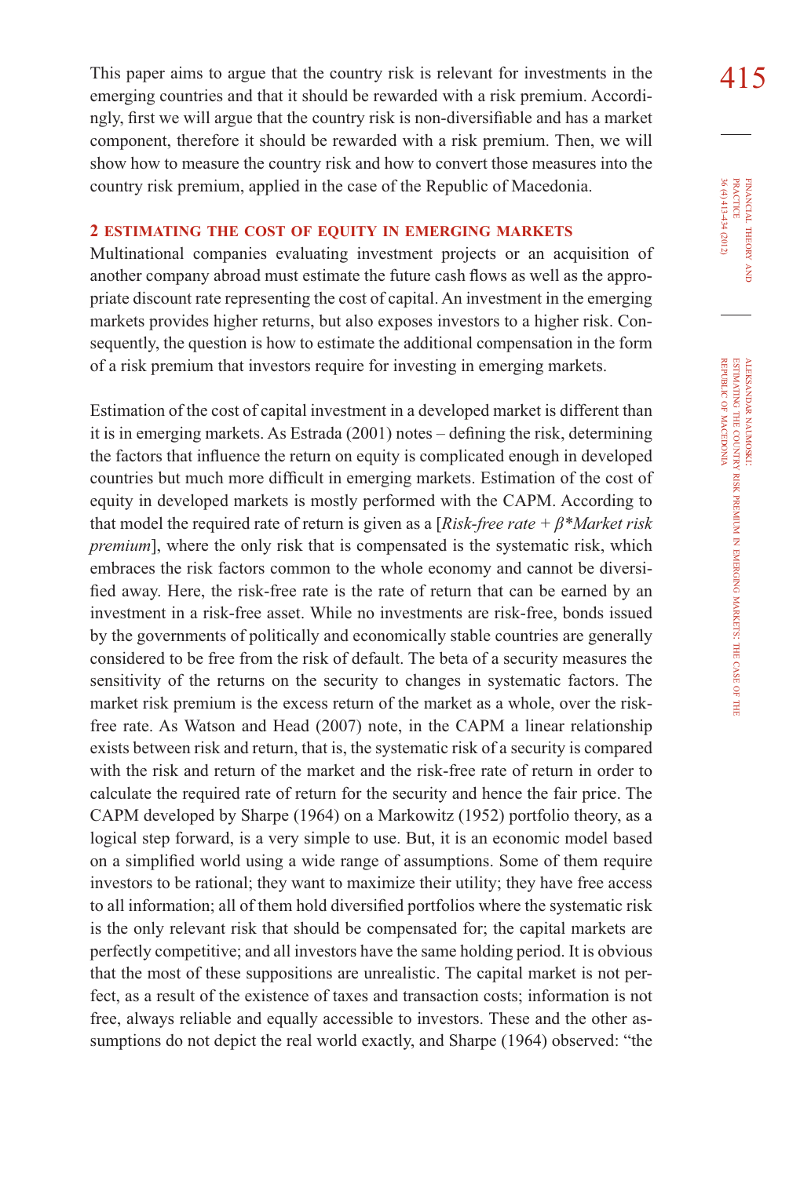This paper aims to argue that the country risk is relevant for investments in the emerging countries and that it should be rewarded with a risk premium. Accordingly, first we will argue that the country risk is non-diversifiable and has a market component, therefore it should be rewarded with a risk premium. Then, we will show how to measure the country risk and how to convert those measures into the country risk premium, applied in the case of the Republic of Macedonia.

## 2 ESTIMATING THE COST OF EQUITY IN EMERGING MARKETS

Multinational companies evaluating investment projects or an acquisition of another company abroad must estimate the future cash flows as well as the appropriate discount rate representing the cost of capital. An investment in the emerging markets provides higher returns, but also exposes investors to a higher risk. Consequently, the question is how to estimate the additional compensation in the form of a risk premium that investors require for investing in emerging markets.

Estimation of the cost of capital investment in a developed market is different than it is in emerging markets. As Estrada (2001) notes – defining the risk, determining the factors that influence the return on equity is complicated enough in developed countries but much more difficult in emerging markets. Estimation of the cost of equity in developed markets is mostly performed with the CAPM. According to that model the required rate of return is given as a [*Risk-free rate + β\*Market risk premium*], where the only risk that is compensated is the systematic risk, which embraces the risk factors common to the whole economy and cannot be diversified away. Here, the risk-free rate is the rate of return that can be earned by an investment in a risk-free asset. While no investments are risk-free, bonds issued by the governments of politically and economically stable countries are generally considered to be free from the risk of default. The beta of a security measures the sensitivity of the returns on the security to changes in systematic factors. The market risk premium is the excess return of the market as a whole, over the risk-free rate. As Watson and Head (2007) note, in the CAPM a linear relationship exists between risk and return, that is, the systematic risk of a security is compared with the risk and return of the market and the risk-free rate of return in order to calculate the required rate of return for the security and hence the fair price. The CAPM developed by Sharpe (1964) on a Markowitz (1952) portfolio theory, as a logical step forward, is a very simple to use. But, it is an economic model based on a simplified world using a wide range of assumptions. Some of them require investors to be rational; they want to maximize their utility; they have free access to all information; all of them hold diversified portfolios where the systematic risk is the only relevant risk that should be compensated for; the capital markets are perfectly competitive; and all investors have the same holding period. It is obvious that the most of these suppositions are unrealistic. The capital market is not perfect, as a result of the existence of taxes and transaction costs; information is not free, always reliable and equally accessible to investors. These and the other assumptions do not depict the real world exactly, and Sharpe (1964) observed: "the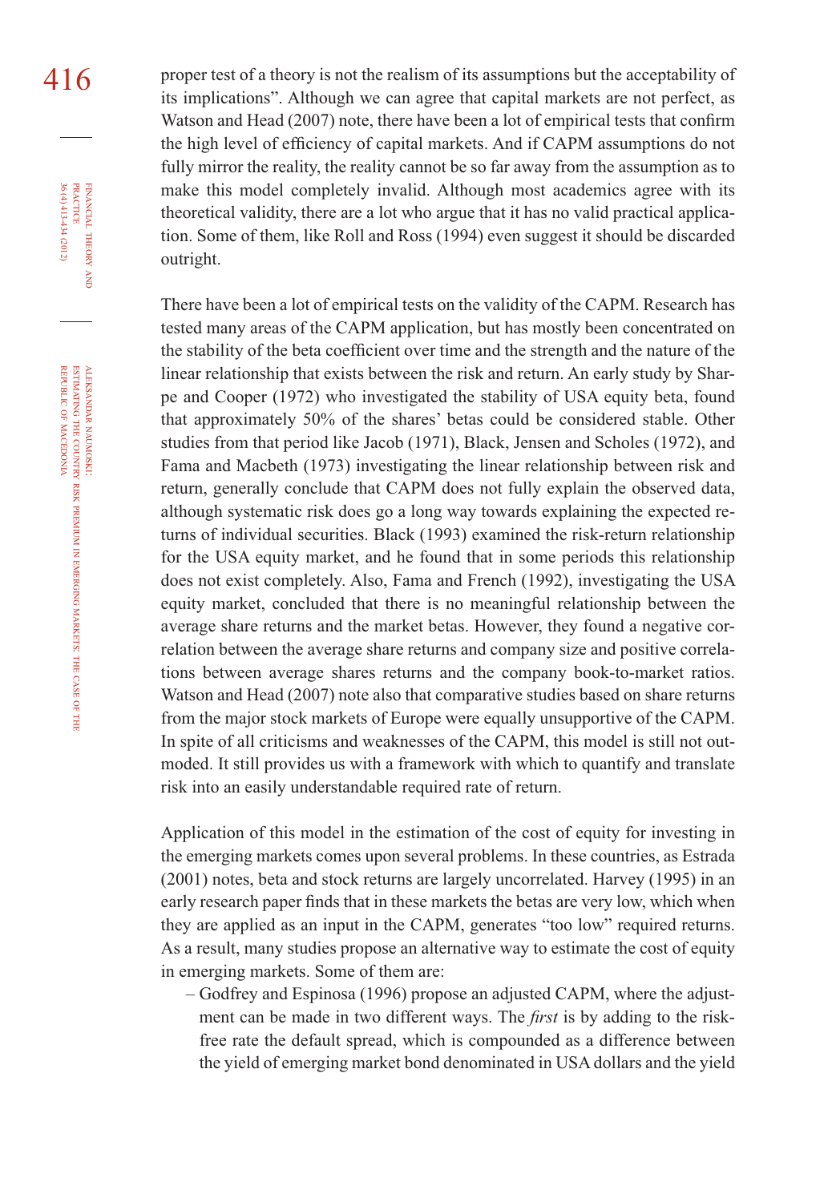proper test of a theory is not the realism of its assumptions but the acceptability of its implications". Although we can agree that capital markets are not perfect, as Watson and Head (2007) note, there have been a lot of empirical tests that confirm the high level of efficiency of capital markets. And if CAPM assumptions do not fully mirror the reality, the reality cannot be so far away from the assumption as to make this model completely invalid. Although most academics agree with its theoretical validity, there are a lot who argue that it has no valid practical application. Some of them, like Roll and Ross (1994) even suggest it should be discarded outright.

There have been a lot of empirical tests on the validity of the CAPM. Research has tested many areas of the CAPM application, but has mostly been concentrated on the stability of the beta coefficient over time and the strength and the nature of the linear relationship that exists between the risk and return. An early study by Sharpe and Cooper (1972) who investigated the stability of USA equity beta, found that approximately 50% of the shares' betas could be considered stable. Other studies from that period like Jacob (1971), Black, Jensen and Scholes (1972), and Fama and Macbeth (1973) investigating the linear relationship between risk and return, generally conclude that CAPM does not fully explain the observed data, although systematic risk does go a long way towards explaining the expected returns of individual securities. Black (1993) examined the risk-return relationship for the USA equity market, and he found that in some periods this relationship does not exist completely. Also, Fama and French (1992), investigating the USA equity market, concluded that there is no meaningful relationship between the average share returns and the market betas. However, they found a negative correlation between the average share returns and company size and positive correlations between average shares returns and the company book-to-market ratios. Watson and Head (2007) note also that comparative studies based on share returns from the major stock markets of Europe were equally unsupportive of the CAPM. In spite of all criticisms and weaknesses of the CAPM, this model is still not outmoded. It still provides us with a framework with which to quantify and translate risk into an easily understandable required rate of return.

Application of this model in the estimation of the cost of equity for investing in the emerging markets comes upon several problems. In these countries, as Estrada (2001) notes, beta and stock returns are largely uncorrelated. Harvey (1995) in an early research paper finds that in these markets the betas are very low, which when they are applied as an input in the CAPM, generates "too low" required returns. As a result, many studies propose an alternative way to estimate the cost of equity in emerging markets. Some of them are:

– Godfrey and Espinosa (1996) propose an adjusted CAPM, where the adjustment can be made in two different ways. The *first* is by adding to the risk-free rate the default spread, which is compounded as a difference between the yield of emerging market bond denominated in USA dollars and the yield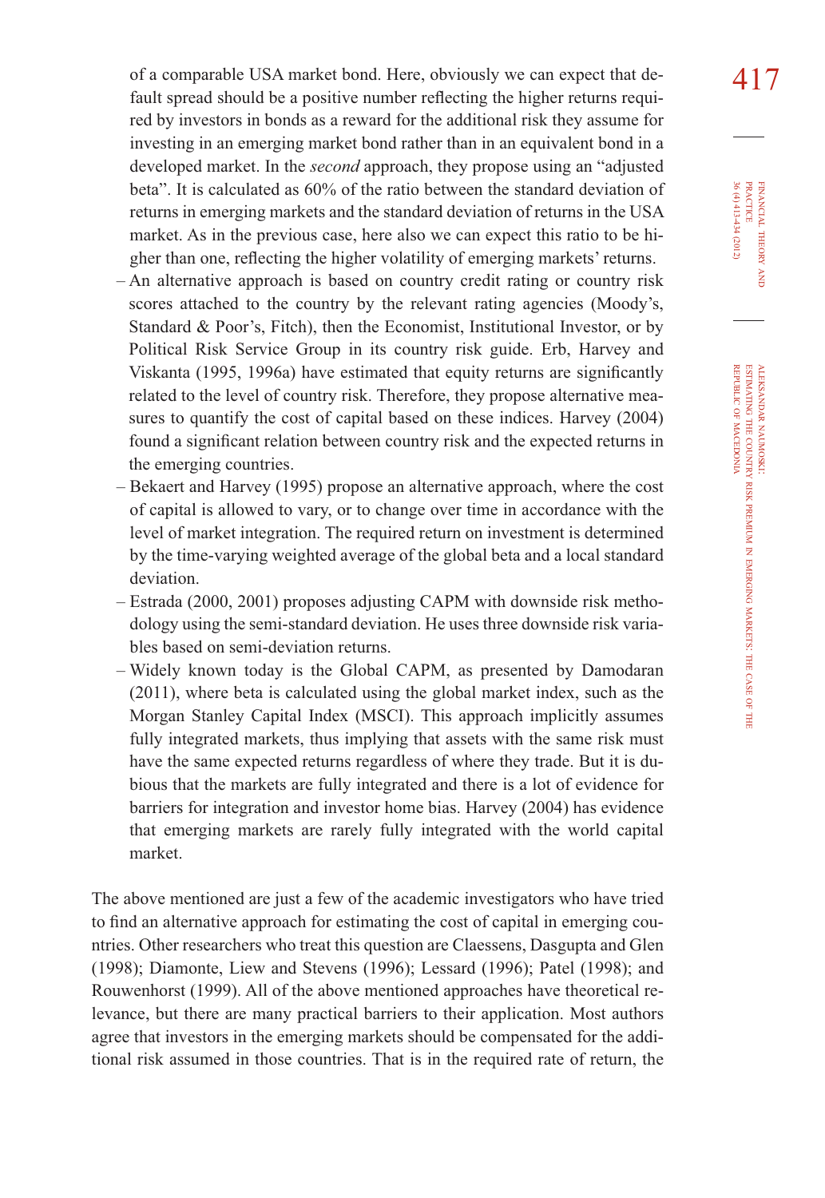of a comparable USA market bond. Here, obviously we can expect that default spread should be a positive number reflecting the higher returns required by investors in bonds as a reward for the additional risk they assume for investing in an emerging market bond rather than in an equivalent bond in a developed market. In the *second* approach, they propose using an "adjusted beta". It is calculated as 60% of the ratio between the standard deviation of returns in emerging markets and the standard deviation of returns in the USA market. As in the previous case, here also we can expect this ratio to be higher than one, reflecting the higher volatility of emerging markets' returns.

- An alternative approach is based on country credit rating or country risk scores attached to the country by the relevant rating agencies (Moody's, Standard & Poor's, Fitch), then the Economist, Institutional Investor, or by Political Risk Service Group in its country risk guide. Erb, Harvey and Viskanta (1995, 1996a) have estimated that equity returns are significantly related to the level of country risk. Therefore, they propose alternative measures to quantify the cost of capital based on these indices. Harvey (2004) found a significant relation between country risk and the expected returns in the emerging countries.
- Bekaert and Harvey (1995) propose an alternative approach, where the cost of capital is allowed to vary, or to change over time in accordance with the level of market integration. The required return on investment is determined by the time-varying weighted average of the global beta and a local standard deviation.
- Estrada (2000, 2001) proposes adjusting CAPM with downside risk methodology using the semi-standard deviation. He uses three downside risk variables based on semi-deviation returns.
- Widely known today is the Global CAPM, as presented by Damodaran (2011), where beta is calculated using the global market index, such as the Morgan Stanley Capital Index (MSCI). This approach implicitly assumes fully integrated markets, thus implying that assets with the same risk must have the same expected returns regardless of where they trade. But it is dubious that the markets are fully integrated and there is a lot of evidence for barriers for integration and investor home bias. Harvey (2004) has evidence that emerging markets are rarely fully integrated with the world capital market.

The above mentioned are just a few of the academic investigators who have tried to find an alternative approach for estimating the cost of capital in emerging countries. Other researchers who treat this question are Claessens, Dasgupta and Glen (1998); Diamonte, Liew and Stevens (1996); Lessard (1996); Patel (1998); and Rouwenhorst (1999). All of the above mentioned approaches have theoretical relevance, but there are many practical barriers to their application. Most authors agree that investors in the emerging markets should be compensated for the additional risk assumed in those countries. That is in the required rate of return, the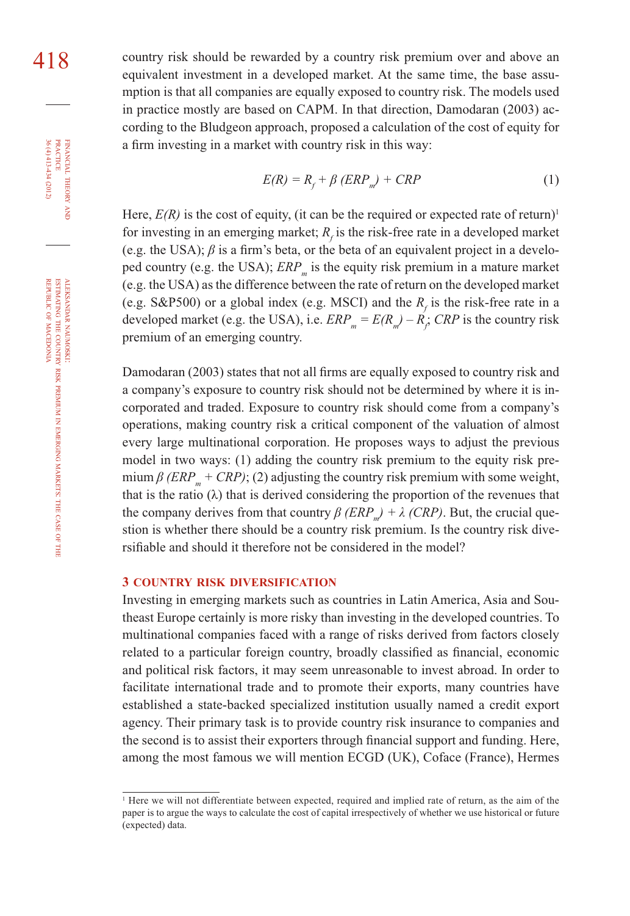country risk should be rewarded by a country risk premium over and above an equivalent investment in a developed market. At the same time, the base assumption is that all companies are equally exposed to country risk. The models used in practice mostly are based on CAPM. In that direction, Damodaran (2003) according to the Bludgeon approach, proposed a calculation of the cost of equity for a firm investing in a market with country risk in this way:

$$E(R) = R_f + \beta\,(ERP_m) + CRP \qquad (1)$$

Here, $E(R)$ is the cost of equity, (it can be the required or expected rate of return)[1] for investing in an emerging market; $R_f$ is the risk-free rate in a developed market (e.g. the USA); $\beta$ is a firm's beta, or the beta of an equivalent project in a developed country (e.g. the USA); $ERP_m$ is the equity risk premium in a mature market (e.g. the USA) as the difference between the rate of return on the developed market (e.g. S&P500) or a global index (e.g. MSCI) and the $R_f$ is the risk-free rate in a developed market (e.g. the USA), i.e. $ERP_m = E(R_m) - R_f$; $CRP$ is the country risk premium of an emerging country.

Damodaran (2003) states that not all firms are equally exposed to country risk and a company's exposure to country risk should not be determined by where it is incorporated and traded. Exposure to country risk should come from a company's operations, making country risk a critical component of the valuation of almost every large multinational corporation. He proposes ways to adjust the previous model in two ways: (1) adding the country risk premium to the equity risk premium $\beta\,(ERP_m + CRP)$; (2) adjusting the country risk premium with some weight, that is the ratio ($\lambda$) that is derived considering the proportion of the revenues that the company derives from that country $\beta\,(ERP_m) + \lambda\,(CRP)$. But, the crucial question is whether there should be a country risk premium. Is the country risk diversifiable and should it therefore not be considered in the model?

## 3 COUNTRY RISK DIVERSIFICATION

Investing in emerging markets such as countries in Latin America, Asia and Southeast Europe certainly is more risky than investing in the developed countries. To multinational companies faced with a range of risks derived from factors closely related to a particular foreign country, broadly classified as financial, economic and political risk factors, it may seem unreasonable to invest abroad. In order to facilitate international trade and to promote their exports, many countries have established a state-backed specialized institution usually named a credit export agency. Their primary task is to provide country risk insurance to companies and the second is to assist their exporters through financial support and funding. Here, among the most famous we will mention ECGD (UK), Coface (France), Hermes

[1] Here we will not differentiate between expected, required and implied rate of return, as the aim of the paper is to argue the ways to calculate the cost of capital irrespectively of whether we use historical or future (expected) data.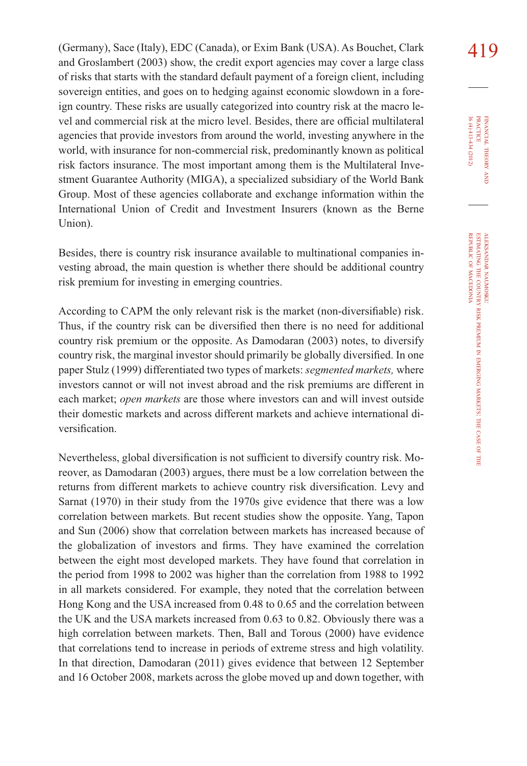(Germany), Sace (Italy), EDC (Canada), or Exim Bank (USA). As Bouchet, Clark and Groslambert (2003) show, the credit export agencies may cover a large class of risks that starts with the standard default payment of a foreign client, including sovereign entities, and goes on to hedging against economic slowdown in a foreign country. These risks are usually categorized into country risk at the macro level and commercial risk at the micro level. Besides, there are official multilateral agencies that provide investors from around the world, investing anywhere in the world, with insurance for non-commercial risk, predominantly known as political risk factors insurance. The most important among them is the Multilateral Investment Guarantee Authority (MIGA), a specialized subsidiary of the World Bank Group. Most of these agencies collaborate and exchange information within the International Union of Credit and Investment Insurers (known as the Berne Union).

Besides, there is country risk insurance available to multinational companies investing abroad, the main question is whether there should be additional country risk premium for investing in emerging countries.

According to CAPM the only relevant risk is the market (non-diversifiable) risk. Thus, if the country risk can be diversified then there is no need for additional country risk premium or the opposite. As Damodaran (2003) notes, to diversify country risk, the marginal investor should primarily be globally diversified. In one paper Stulz (1999) differentiated two types of markets: *segmented markets,* where investors cannot or will not invest abroad and the risk premiums are different in each market; *open markets* are those where investors can and will invest outside their domestic markets and across different markets and achieve international diversification.

Nevertheless, global diversification is not sufficient to diversify country risk. Moreover, as Damodaran (2003) argues, there must be a low correlation between the returns from different markets to achieve country risk diversification. Levy and Sarnat (1970) in their study from the 1970s give evidence that there was a low correlation between markets. But recent studies show the opposite. Yang, Tapon and Sun (2006) show that correlation between markets has increased because of the globalization of investors and firms. They have examined the correlation between the eight most developed markets. They have found that correlation in the period from 1998 to 2002 was higher than the correlation from 1988 to 1992 in all markets considered. For example, they noted that the correlation between Hong Kong and the USA increased from 0.48 to 0.65 and the correlation between the UK and the USA markets increased from 0.63 to 0.82. Obviously there was a high correlation between markets. Then, Ball and Torous (2000) have evidence that correlations tend to increase in periods of extreme stress and high volatility. In that direction, Damodaran (2011) gives evidence that between 12 September and 16 October 2008, markets across the globe moved up and down together, with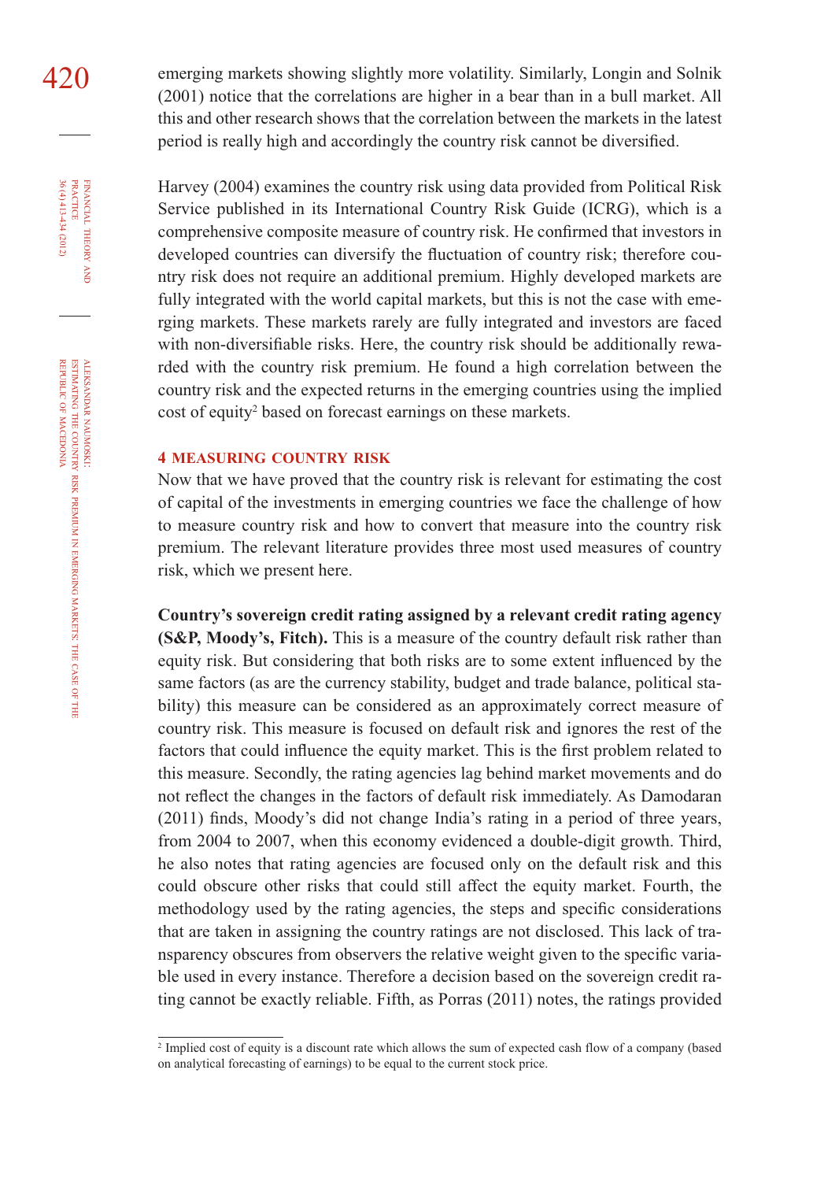emerging markets showing slightly more volatility. Similarly, Longin and Solnik (2001) notice that the correlations are higher in a bear than in a bull market. All this and other research shows that the correlation between the markets in the latest period is really high and accordingly the country risk cannot be diversified.

Harvey (2004) examines the country risk using data provided from Political Risk Service published in its International Country Risk Guide (ICRG), which is a comprehensive composite measure of country risk. He confirmed that investors in developed countries can diversify the fluctuation of country risk; therefore country risk does not require an additional premium. Highly developed markets are fully integrated with the world capital markets, but this is not the case with emerging markets. These markets rarely are fully integrated and investors are faced with non-diversifiable risks. Here, the country risk should be additionally rewarded with the country risk premium. He found a high correlation between the country risk and the expected returns in the emerging countries using the implied cost of equity[2] based on forecast earnings on these markets.

## 4 MEASURING COUNTRY RISK

Now that we have proved that the country risk is relevant for estimating the cost of capital of the investments in emerging countries we face the challenge of how to measure country risk and how to convert that measure into the country risk premium. The relevant literature provides three most used measures of country risk, which we present here.

**Country's sovereign credit rating assigned by a relevant credit rating agency (S&P, Moody's, Fitch).** This is a measure of the country default risk rather than equity risk. But considering that both risks are to some extent influenced by the same factors (as are the currency stability, budget and trade balance, political stability) this measure can be considered as an approximately correct measure of country risk. This measure is focused on default risk and ignores the rest of the factors that could influence the equity market. This is the first problem related to this measure. Secondly, the rating agencies lag behind market movements and do not reflect the changes in the factors of default risk immediately. As Damodaran (2011) finds, Moody's did not change India's rating in a period of three years, from 2004 to 2007, when this economy evidenced a double-digit growth. Third, he also notes that rating agencies are focused only on the default risk and this could obscure other risks that could still affect the equity market. Fourth, the methodology used by the rating agencies, the steps and specific considerations that are taken in assigning the country ratings are not disclosed. This lack of transparency obscures from observers the relative weight given to the specific variable used in every instance. Therefore a decision based on the sovereign credit rating cannot be exactly reliable. Fifth, as Porras (2011) notes, the ratings provided

[2] Implied cost of equity is a discount rate which allows the sum of expected cash flow of a company (based on analytical forecasting of earnings) to be equal to the current stock price.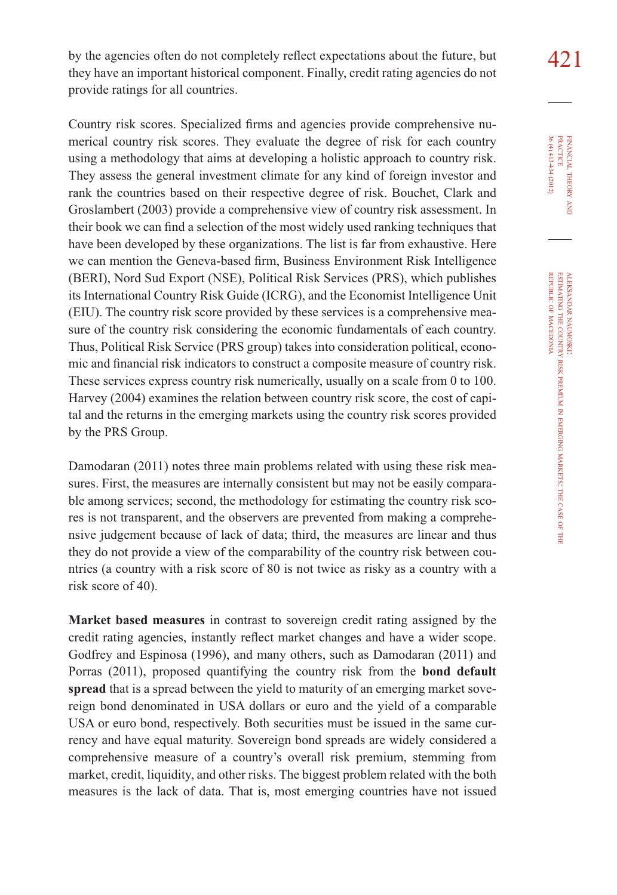by the agencies often do not completely reflect expectations about the future, but they have an important historical component. Finally, credit rating agencies do not provide ratings for all countries.

Country risk scores. Specialized firms and agencies provide comprehensive numerical country risk scores. They evaluate the degree of risk for each country using a methodology that aims at developing a holistic approach to country risk. They assess the general investment climate for any kind of foreign investor and rank the countries based on their respective degree of risk. Bouchet, Clark and Groslambert (2003) provide a comprehensive view of country risk assessment. In their book we can find a selection of the most widely used ranking techniques that have been developed by these organizations. The list is far from exhaustive. Here we can mention the Geneva-based firm, Business Environment Risk Intelligence (BERI), Nord Sud Export (NSE), Political Risk Services (PRS), which publishes its International Country Risk Guide (ICRG), and the Economist Intelligence Unit (EIU). The country risk score provided by these services is a comprehensive measure of the country risk considering the economic fundamentals of each country. Thus, Political Risk Service (PRS group) takes into consideration political, economic and financial risk indicators to construct a composite measure of country risk. These services express country risk numerically, usually on a scale from 0 to 100. Harvey (2004) examines the relation between country risk score, the cost of capital and the returns in the emerging markets using the country risk scores provided by the PRS Group.

Damodaran (2011) notes three main problems related with using these risk measures. First, the measures are internally consistent but may not be easily comparable among services; second, the methodology for estimating the country risk scores is not transparent, and the observers are prevented from making a comprehensive judgement because of lack of data; third, the measures are linear and thus they do not provide a view of the comparability of the country risk between countries (a country with a risk score of 80 is not twice as risky as a country with a risk score of 40).

**Market based measures** in contrast to sovereign credit rating assigned by the credit rating agencies, instantly reflect market changes and have a wider scope. Godfrey and Espinosa (1996), and many others, such as Damodaran (2011) and Porras (2011), proposed quantifying the country risk from the **bond default spread** that is a spread between the yield to maturity of an emerging market sovereign bond denominated in USA dollars or euro and the yield of a comparable USA or euro bond, respectively. Both securities must be issued in the same currency and have equal maturity. Sovereign bond spreads are widely considered a comprehensive measure of a country's overall risk premium, stemming from market, credit, liquidity, and other risks. The biggest problem related with the both measures is the lack of data. That is, most emerging countries have not issued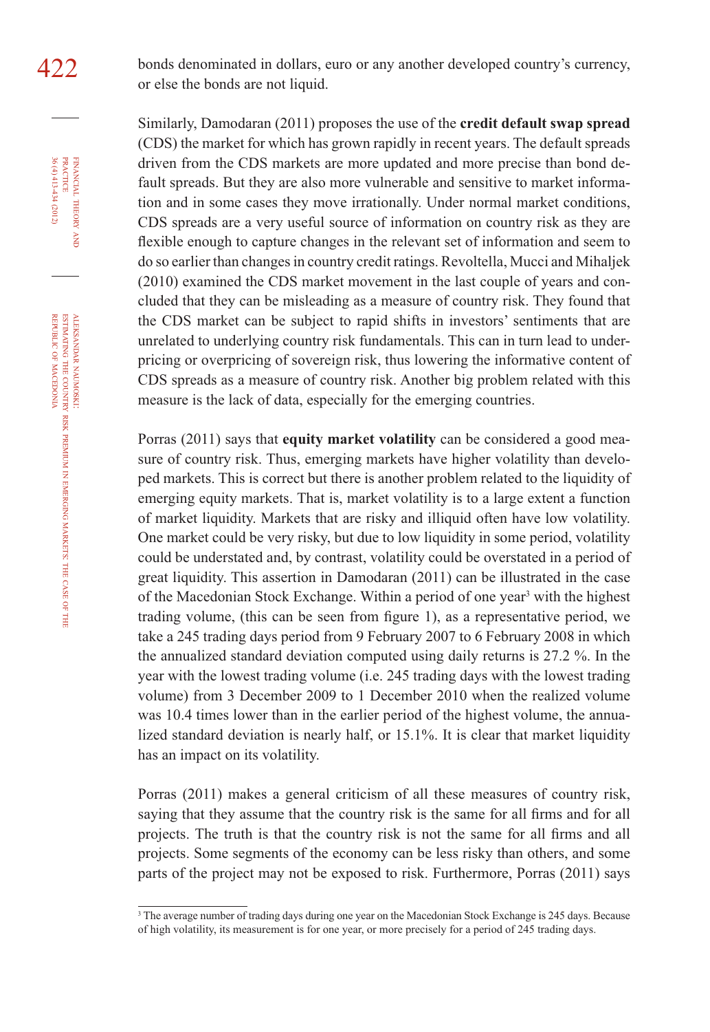bonds denominated in dollars, euro or any another developed country's currency, or else the bonds are not liquid.

Similarly, Damodaran (2011) proposes the use of the **credit default swap spread** (CDS) the market for which has grown rapidly in recent years. The default spreads driven from the CDS markets are more updated and more precise than bond default spreads. But they are also more vulnerable and sensitive to market information and in some cases they move irrationally. Under normal market conditions, CDS spreads are a very useful source of information on country risk as they are flexible enough to capture changes in the relevant set of information and seem to do so earlier than changes in country credit ratings. Revoltella, Mucci and Mihaljek (2010) examined the CDS market movement in the last couple of years and concluded that they can be misleading as a measure of country risk. They found that the CDS market can be subject to rapid shifts in investors' sentiments that are unrelated to underlying country risk fundamentals. This can in turn lead to underpricing or overpricing of sovereign risk, thus lowering the informative content of CDS spreads as a measure of country risk. Another big problem related with this measure is the lack of data, especially for the emerging countries.

Porras (2011) says that **equity market volatility** can be considered a good measure of country risk. Thus, emerging markets have higher volatility than developed markets. This is correct but there is another problem related to the liquidity of emerging equity markets. That is, market volatility is to a large extent a function of market liquidity. Markets that are risky and illiquid often have low volatility. One market could be very risky, but due to low liquidity in some period, volatility could be understated and, by contrast, volatility could be overstated in a period of great liquidity. This assertion in Damodaran (2011) can be illustrated in the case of the Macedonian Stock Exchange. Within a period of one year[3] with the highest trading volume, (this can be seen from figure 1), as a representative period, we take a 245 trading days period from 9 February 2007 to 6 February 2008 in which the annualized standard deviation computed using daily returns is 27.2 %. In the year with the lowest trading volume (i.e. 245 trading days with the lowest trading volume) from 3 December 2009 to 1 December 2010 when the realized volume was 10.4 times lower than in the earlier period of the highest volume, the annualized standard deviation is nearly half, or 15.1%. It is clear that market liquidity has an impact on its volatility.

Porras (2011) makes a general criticism of all these measures of country risk, saying that they assume that the country risk is the same for all firms and for all projects. The truth is that the country risk is not the same for all firms and all projects. Some segments of the economy can be less risky than others, and some parts of the project may not be exposed to risk. Furthermore, Porras (2011) says

[3] The average number of trading days during one year on the Macedonian Stock Exchange is 245 days. Because of high volatility, its measurement is for one year, or more precisely for a period of 245 trading days.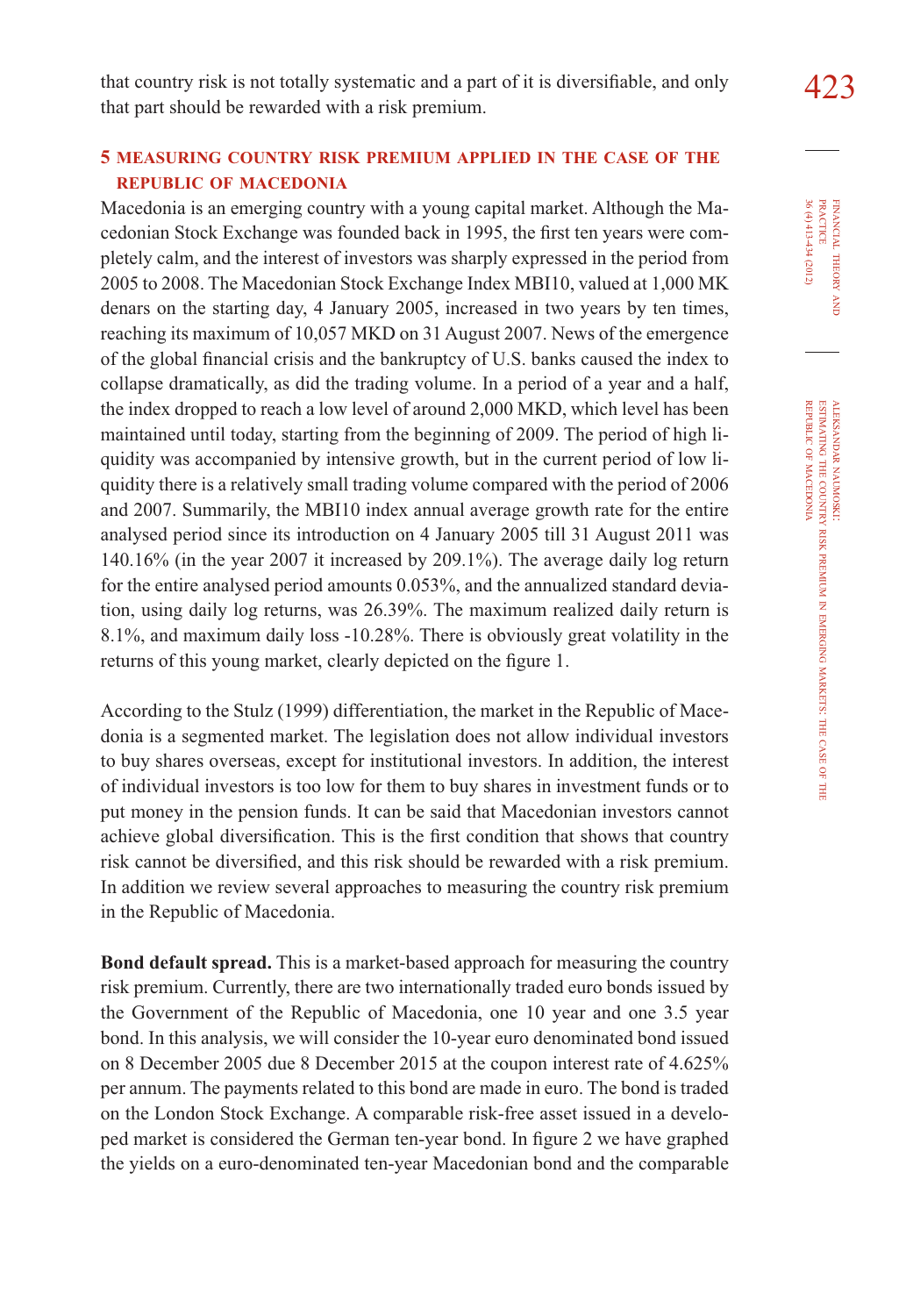that country risk is not totally systematic and a part of it is diversifiable, and only that part should be rewarded with a risk premium.

## 5 MEASURING COUNTRY RISK PREMIUM APPLIED IN THE CASE OF THE REPUBLIC OF MACEDONIA

Macedonia is an emerging country with a young capital market. Although the Macedonian Stock Exchange was founded back in 1995, the first ten years were completely calm, and the interest of investors was sharply expressed in the period from 2005 to 2008. The Macedonian Stock Exchange Index MBI10, valued at 1,000 MK denars on the starting day, 4 January 2005, increased in two years by ten times, reaching its maximum of 10,057 MKD on 31 August 2007. News of the emergence of the global financial crisis and the bankruptcy of U.S. banks caused the index to collapse dramatically, as did the trading volume. In a period of a year and a half, the index dropped to reach a low level of around 2,000 MKD, which level has been maintained until today, starting from the beginning of 2009. The period of high liquidity was accompanied by intensive growth, but in the current period of low liquidity there is a relatively small trading volume compared with the period of 2006 and 2007. Summarily, the MBI10 index annual average growth rate for the entire analysed period since its introduction on 4 January 2005 till 31 August 2011 was 140.16% (in the year 2007 it increased by 209.1%). The average daily log return for the entire analysed period amounts 0.053%, and the annualized standard deviation, using daily log returns, was 26.39%. The maximum realized daily return is 8.1%, and maximum daily loss -10.28%. There is obviously great volatility in the returns of this young market, clearly depicted on the figure 1.

According to the Stulz (1999) differentiation, the market in the Republic of Macedonia is a segmented market. The legislation does not allow individual investors to buy shares overseas, except for institutional investors. In addition, the interest of individual investors is too low for them to buy shares in investment funds or to put money in the pension funds. It can be said that Macedonian investors cannot achieve global diversification. This is the first condition that shows that country risk cannot be diversified, and this risk should be rewarded with a risk premium. In addition we review several approaches to measuring the country risk premium in the Republic of Macedonia.

**Bond default spread.** This is a market-based approach for measuring the country risk premium. Currently, there are two internationally traded euro bonds issued by the Government of the Republic of Macedonia, one 10 year and one 3.5 year bond. In this analysis, we will consider the 10-year euro denominated bond issued on 8 December 2005 due 8 December 2015 at the coupon interest rate of 4.625% per annum. The payments related to this bond are made in euro. The bond is traded on the London Stock Exchange. A comparable risk-free asset issued in a developed market is considered the German ten-year bond. In figure 2 we have graphed the yields on a euro-denominated ten-year Macedonian bond and the comparable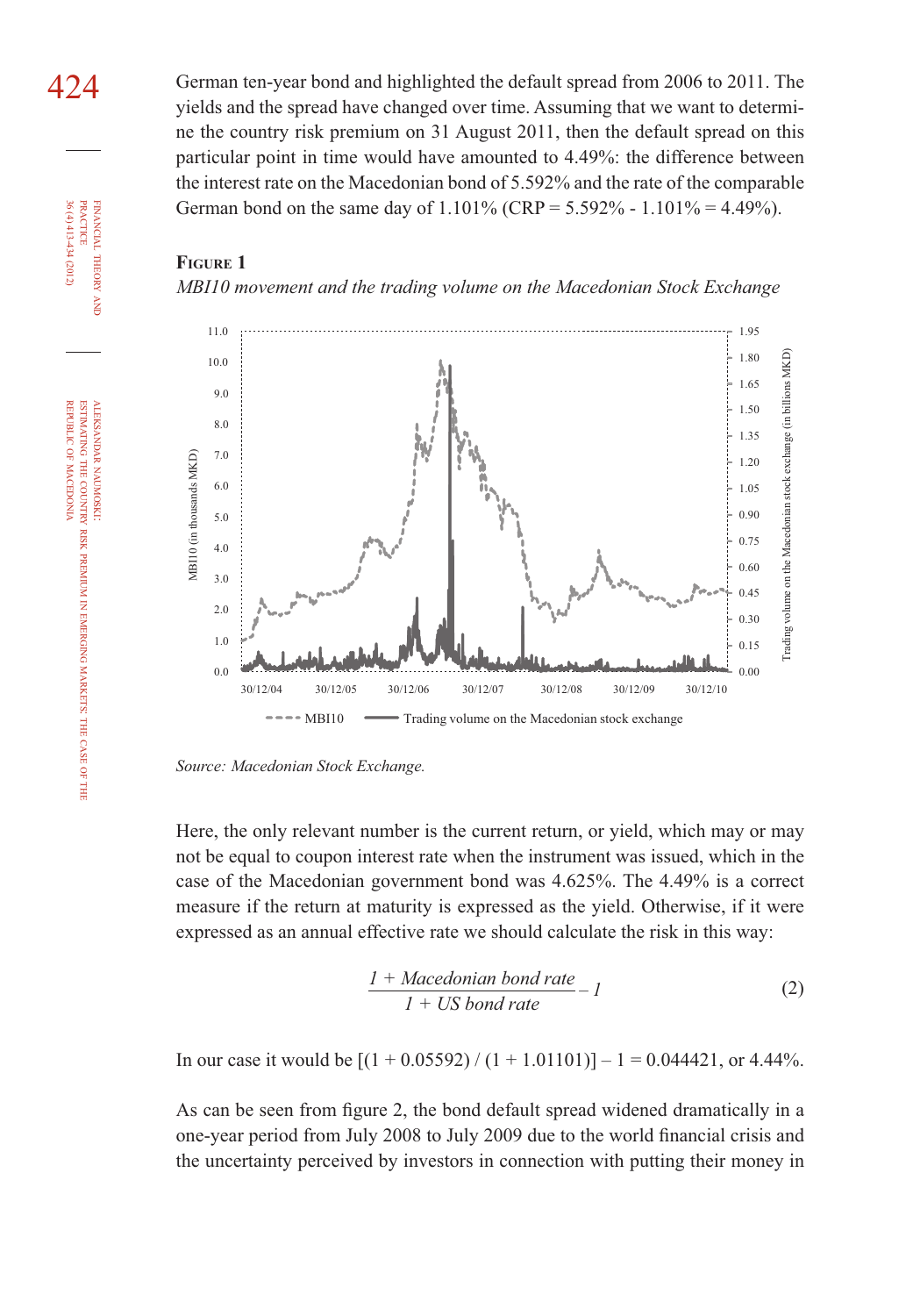German ten-year bond and highlighted the default spread from 2006 to 2011. The yields and the spread have changed over time. Assuming that we want to determine the country risk premium on 31 August 2011, then the default spread on this particular point in time would have amounted to 4.49%: the difference between the interest rate on the Macedonian bond of 5.592% and the rate of the comparable German bond on the same day of 1.101% (CRP = 5.592% - 1.101% = 4.49%).

**Figure 1**

*MBI10 movement and the trading volume on the Macedonian Stock Exchange*

*Source: Macedonian Stock Exchange.*

Here, the only relevant number is the current return, or yield, which may or may not be equal to coupon interest rate when the instrument was issued, which in the case of the Macedonian government bond was 4.625%. The 4.49% is a correct measure if the return at maturity is expressed as the yield. Otherwise, if it were expressed as an annual effective rate we should calculate the risk in this way:

$$\frac{1 + \text{Macedonian bond rate}}{1 + \text{US bond rate}} - 1 \tag{2}$$

In our case it would be [(1 + 0.05592) / (1 + 1.01101)] – 1 = 0.044421, or 4.44%.

As can be seen from figure 2, the bond default spread widened dramatically in a one-year period from July 2008 to July 2009 due to the world financial crisis and the uncertainty perceived by investors in connection with putting their money in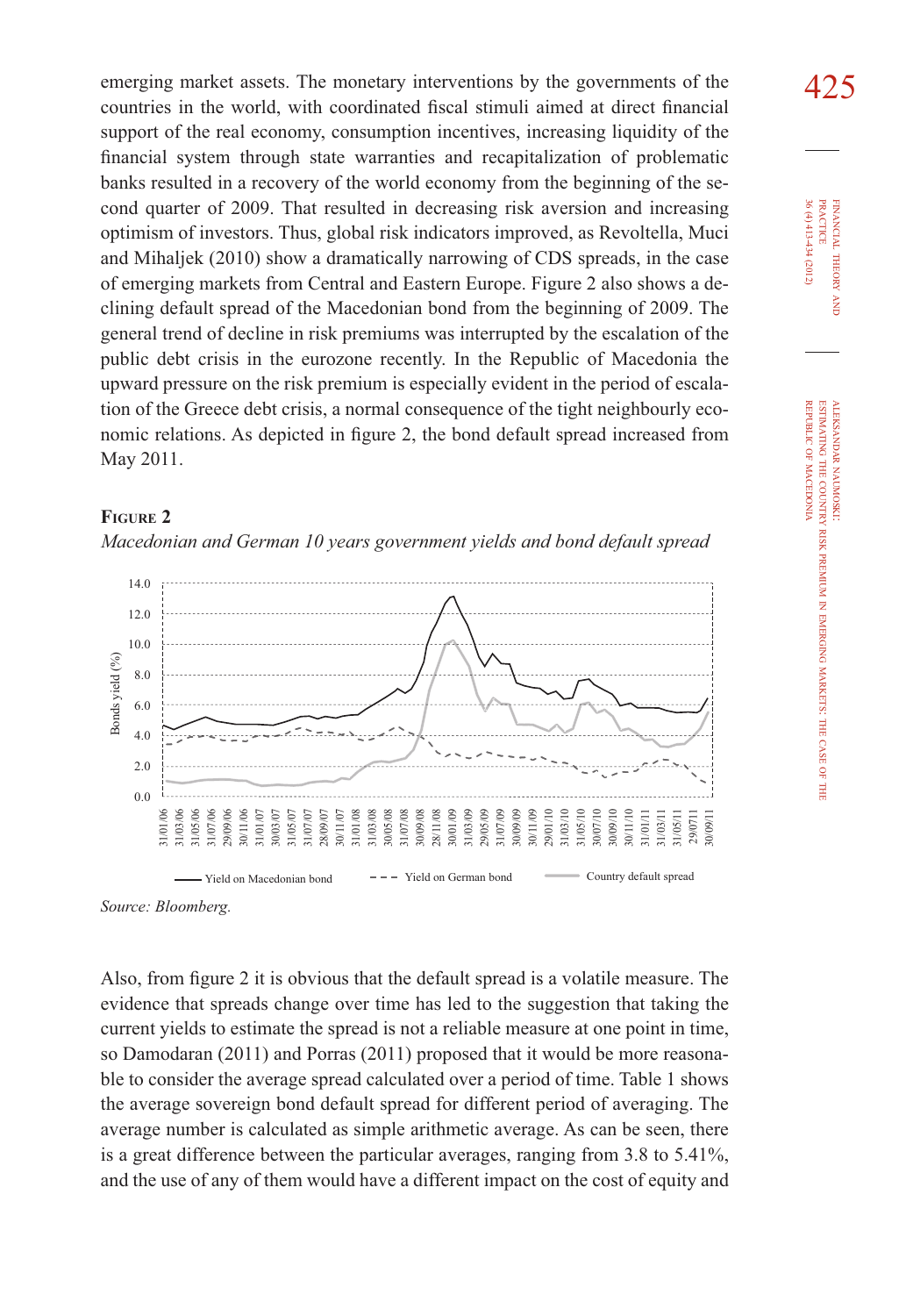emerging market assets. The monetary interventions by the governments of the countries in the world, with coordinated fiscal stimuli aimed at direct financial support of the real economy, consumption incentives, increasing liquidity of the financial system through state warranties and recapitalization of problematic banks resulted in a recovery of the world economy from the beginning of the second quarter of 2009. That resulted in decreasing risk aversion and increasing optimism of investors. Thus, global risk indicators improved, as Revoltella, Muci and Mihaljek (2010) show a dramatically narrowing of CDS spreads, in the case of emerging markets from Central and Eastern Europe. Figure 2 also shows a declining default spread of the Macedonian bond from the beginning of 2009. The general trend of decline in risk premiums was interrupted by the escalation of the public debt crisis in the eurozone recently. In the Republic of Macedonia the upward pressure on the risk premium is especially evident in the period of escalation of the Greece debt crisis, a normal consequence of the tight neighbourly economic relations. As depicted in figure 2, the bond default spread increased from May 2011.

**Figure 2**

*Macedonian and German 10 years government yields and bond default spread*

*Source: Bloomberg.*

Also, from figure 2 it is obvious that the default spread is a volatile measure. The evidence that spreads change over time has led to the suggestion that taking the current yields to estimate the spread is not a reliable measure at one point in time, so Damodaran (2011) and Porras (2011) proposed that it would be more reasonable to consider the average spread calculated over a period of time. Table 1 shows the average sovereign bond default spread for different period of averaging. The average number is calculated as simple arithmetic average. As can be seen, there is a great difference between the particular averages, ranging from 3.8 to 5.41%, and the use of any of them would have a different impact on the cost of equity and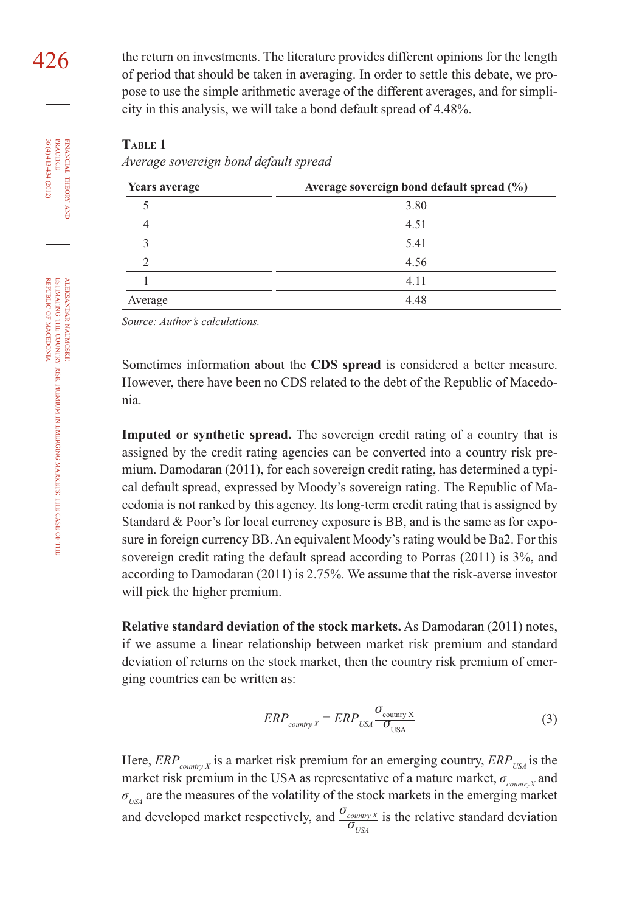the return on investments. The literature provides different opinions for the length of period that should be taken in averaging. In order to settle this debate, we propose to use the simple arithmetic average of the different averages, and for simplicity in this analysis, we will take a bond default spread of 4.48%.

**Table 1**

*Average sovereign bond default spread*

| Years average | Average sovereign bond default spread (%) |
|---|---|
| 5 | 3.80 |
| 4 | 4.51 |
| 3 | 5.41 |
| 2 | 4.56 |
| 1 | 4.11 |
| Average | 4.48 |

*Source: Author's calculations.*

Sometimes information about the **CDS spread** is considered a better measure. However, there have been no CDS related to the debt of the Republic of Macedonia.

**Imputed or synthetic spread.** The sovereign credit rating of a country that is assigned by the credit rating agencies can be converted into a country risk premium. Damodaran (2011), for each sovereign credit rating, has determined a typical default spread, expressed by Moody's sovereign rating. The Republic of Macedonia is not ranked by this agency. Its long-term credit rating that is assigned by Standard & Poor's for local currency exposure is BB, and is the same as for exposure in foreign currency BB. An equivalent Moody's rating would be Ba2. For this sovereign credit rating the default spread according to Porras (2011) is 3%, and according to Damodaran (2011) is 2.75%. We assume that the risk-averse investor will pick the higher premium.

**Relative standard deviation of the stock markets.** As Damodaran (2011) notes, if we assume a linear relationship between market risk premium and standard deviation of returns on the stock market, then the country risk premium of emerging countries can be written as:

$$ERP_{country\ X} = ERP_{USA} \frac{\sigma_{\text{coutnry X}}}{\sigma_{\text{USA}}} \tag{3}$$

Here, $ERP_{country\ X}$ is a market risk premium for an emerging country, $ERP_{USA}$ is the market risk premium in the USA as representative of a mature market, $\sigma_{countryX}$ and $\sigma_{USA}$ are the measures of the volatility of the stock markets in the emerging market and developed market respectively, and $\frac{\sigma_{country\ X}}{\sigma_{USA}}$ is the relative standard deviation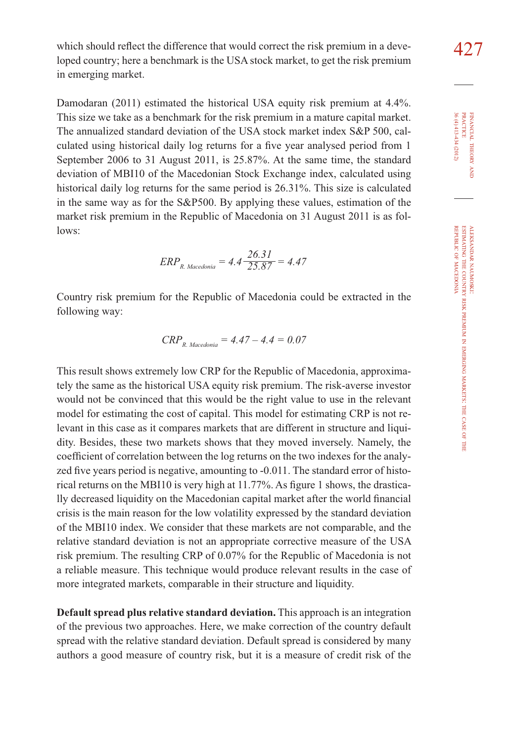which should reflect the difference that would correct the risk premium in a developed country; here a benchmark is the USA stock market, to get the risk premium in emerging market.

Damodaran (2011) estimated the historical USA equity risk premium at 4.4%. This size we take as a benchmark for the risk premium in a mature capital market. The annualized standard deviation of the USA stock market index S&P 500, calculated using historical daily log returns for a five year analysed period from 1 September 2006 to 31 August 2011, is 25.87%. At the same time, the standard deviation of MBI10 of the Macedonian Stock Exchange index, calculated using historical daily log returns for the same period is 26.31%. This size is calculated in the same way as for the S&P500. By applying these values, estimation of the market risk premium in the Republic of Macedonia on 31 August 2011 is as follows:

$$ERP_{R.\ Macedonia} = 4.4\frac{26.31}{25.87} = 4.47$$

Country risk premium for the Republic of Macedonia could be extracted in the following way:

$$CRP_{R.\ Macedonia} = 4.47 - 4.4 = 0.07$$

This result shows extremely low CRP for the Republic of Macedonia, approximately the same as the historical USA equity risk premium. The risk-averse investor would not be convinced that this would be the right value to use in the relevant model for estimating the cost of capital. This model for estimating CRP is not relevant in this case as it compares markets that are different in structure and liquidity. Besides, these two markets shows that they moved inversely. Namely, the coefficient of correlation between the log returns on the two indexes for the analyzed five years period is negative, amounting to -0.011. The standard error of historical returns on the MBI10 is very high at 11.77%. As figure 1 shows, the drastically decreased liquidity on the Macedonian capital market after the world financial crisis is the main reason for the low volatility expressed by the standard deviation of the MBI10 index. We consider that these markets are not comparable, and the relative standard deviation is not an appropriate corrective measure of the USA risk premium. The resulting CRP of 0.07% for the Republic of Macedonia is not a reliable measure. This technique would produce relevant results in the case of more integrated markets, comparable in their structure and liquidity.

**Default spread plus relative standard deviation.** This approach is an integration of the previous two approaches. Here, we make correction of the country default spread with the relative standard deviation. Default spread is considered by many authors a good measure of country risk, but it is a measure of credit risk of the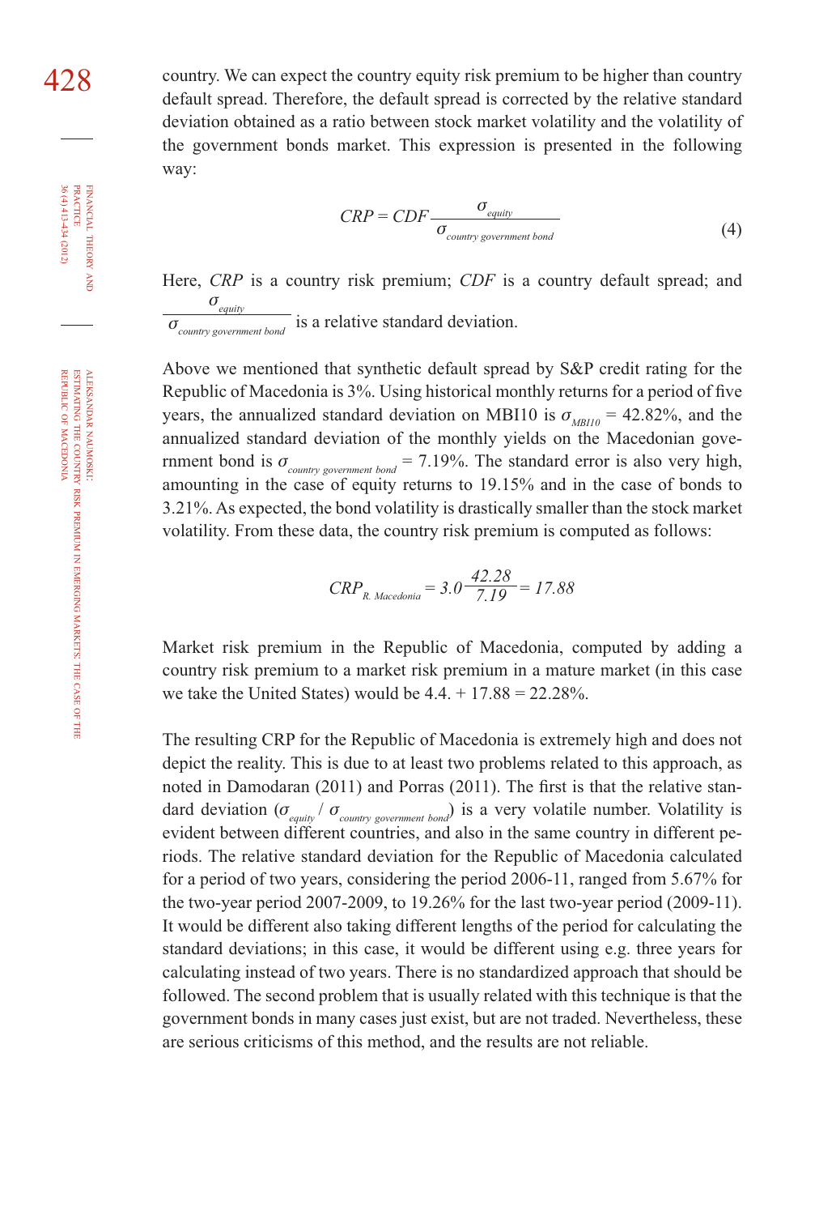country. We can expect the country equity risk premium to be higher than country default spread. Therefore, the default spread is corrected by the relative standard deviation obtained as a ratio between stock market volatility and the volatility of the government bonds market. This expression is presented in the following way:

$$CRP = CDF \frac{\sigma_{equity}}{\sigma_{country\ government\ bond}} \tag{4}$$

Here, *CRP* is a country risk premium; *CDF* is a country default spread; and $\frac{\sigma_{equity}}{\sigma_{country\ government\ bond}}$ is a relative standard deviation.

Above we mentioned that synthetic default spread by S&P credit rating for the Republic of Macedonia is 3%. Using historical monthly returns for a period of five years, the annualized standard deviation on MBI10 is $\sigma_{MBI10}$ = 42.82%, and the annualized standard deviation of the monthly yields on the Macedonian government bond is $\sigma_{country\ government\ bond}$ = 7.19%. The standard error is also very high, amounting in the case of equity returns to 19.15% and in the case of bonds to 3.21%. As expected, the bond volatility is drastically smaller than the stock market volatility. From these data, the country risk premium is computed as follows:

$$CRP_{R.\ Macedonia} = 3.0 \frac{42.28}{7.19} = 17.88$$

Market risk premium in the Republic of Macedonia, computed by adding a country risk premium to a market risk premium in a mature market (in this case we take the United States) would be 4.4. + 17.88 = 22.28%.

The resulting CRP for the Republic of Macedonia is extremely high and does not depict the reality. This is due to at least two problems related to this approach, as noted in Damodaran (2011) and Porras (2011). The first is that the relative standard deviation ($\sigma_{equity}$ / $\sigma_{country\ government\ bond}$) is a very volatile number. Volatility is evident between different countries, and also in the same country in different periods. The relative standard deviation for the Republic of Macedonia calculated for a period of two years, considering the period 2006-11, ranged from 5.67% for the two-year period 2007-2009, to 19.26% for the last two-year period (2009-11). It would be different also taking different lengths of the period for calculating the standard deviations; in this case, it would be different using e.g. three years for calculating instead of two years. There is no standardized approach that should be followed. The second problem that is usually related with this technique is that the government bonds in many cases just exist, but are not traded. Nevertheless, these are serious criticisms of this method, and the results are not reliable.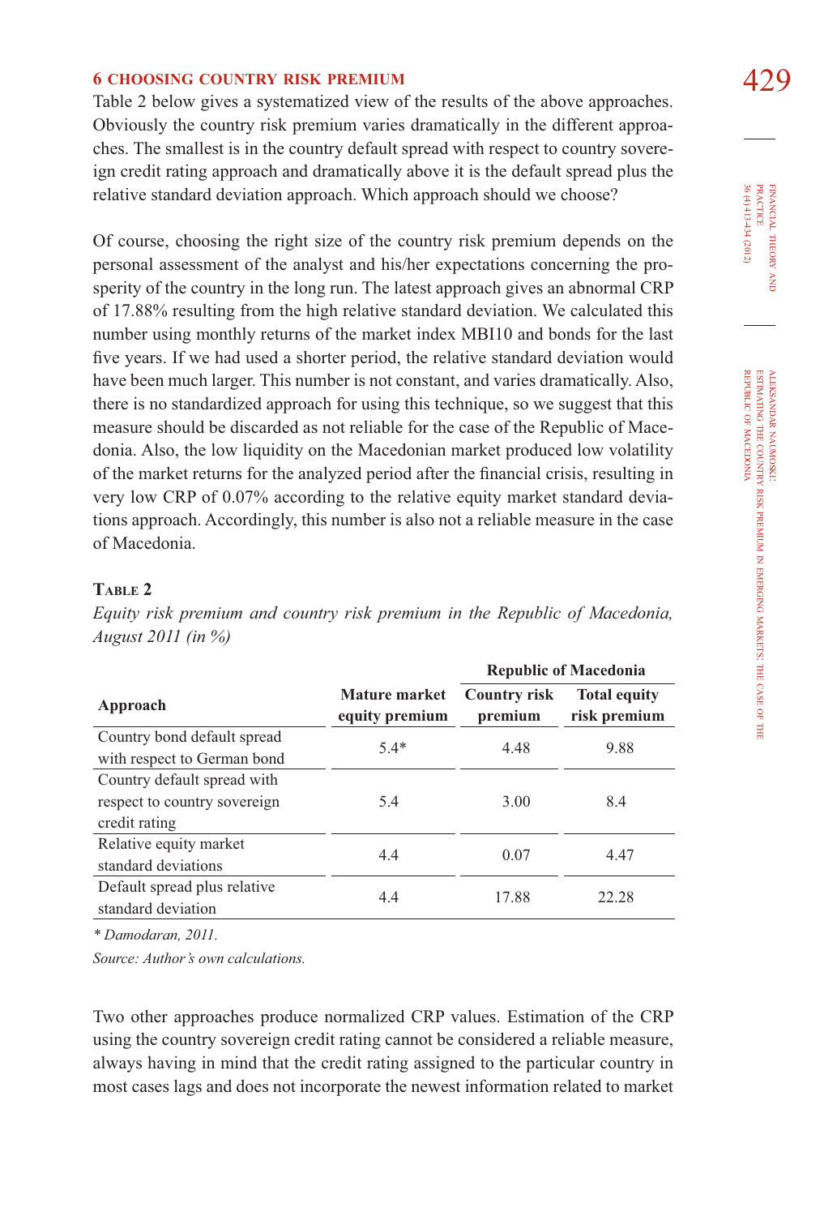## 6 CHOOSING COUNTRY RISK PREMIUM

Table 2 below gives a systematized view of the results of the above approaches. Obviously the country risk premium varies dramatically in the different approaches. The smallest is in the country default spread with respect to country sovereign credit rating approach and dramatically above it is the default spread plus the relative standard deviation approach. Which approach should we choose?

Of course, choosing the right size of the country risk premium depends on the personal assessment of the analyst and his/her expectations concerning the prosperity of the country in the long run. The latest approach gives an abnormal CRP of 17.88% resulting from the high relative standard deviation. We calculated this number using monthly returns of the market index MBI10 and bonds for the last five years. If we had used a shorter period, the relative standard deviation would have been much larger. This number is not constant, and varies dramatically. Also, there is no standardized approach for using this technique, so we suggest that this measure should be discarded as not reliable for the case of the Republic of Macedonia. Also, the low liquidity on the Macedonian market produced low volatility of the market returns for the analyzed period after the financial crisis, resulting in very low CRP of 0.07% according to the relative equity market standard deviations approach. Accordingly, this number is also not a reliable measure in the case of Macedonia.

**TABLE 2**

*Equity risk premium and country risk premium in the Republic of Macedonia, August 2011 (in %)*

| Approach | Mature market equity premium | Republic of Macedonia | |
|---|---|---|---|
| | | Country risk premium | Total equity risk premium |
| Country bond default spread with respect to German bond | 5.4* | 4.48 | 9.88 |
| Country default spread with respect to country sovereign credit rating | 5.4 | 3.00 | 8.4 |
| Relative equity market standard deviations | 4.4 | 0.07 | 4.47 |
| Default spread plus relative standard deviation | 4.4 | 17.88 | 22.28 |

*\* Damodaran, 2011.*

*Source: Author's own calculations.*

Two other approaches produce normalized CRP values. Estimation of the CRP using the country sovereign credit rating cannot be considered a reliable measure, always having in mind that the credit rating assigned to the particular country in most cases lags and does not incorporate the newest information related to market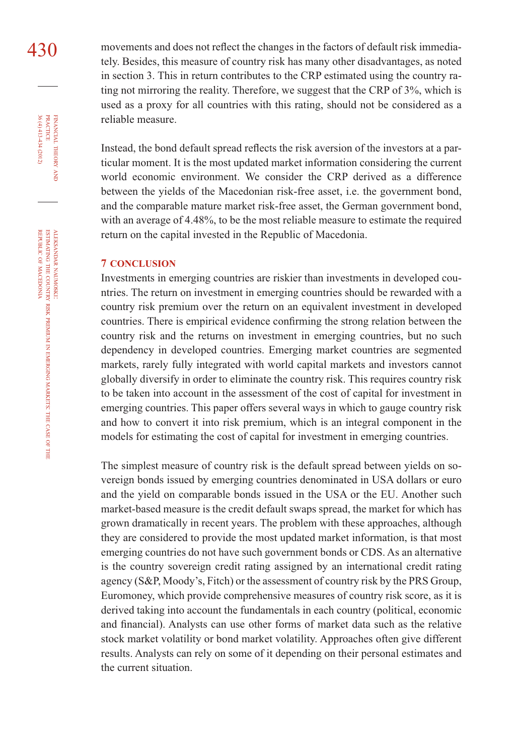movements and does not reflect the changes in the factors of default risk immediately. Besides, this measure of country risk has many other disadvantages, as noted in section 3. This in return contributes to the CRP estimated using the country rating not mirroring the reality. Therefore, we suggest that the CRP of 3%, which is used as a proxy for all countries with this rating, should not be considered as a reliable measure.

Instead, the bond default spread reflects the risk aversion of the investors at a particular moment. It is the most updated market information considering the current world economic environment. We consider the CRP derived as a difference between the yields of the Macedonian risk-free asset, i.e. the government bond, and the comparable mature market risk-free asset, the German government bond, with an average of 4.48%, to be the most reliable measure to estimate the required return on the capital invested in the Republic of Macedonia.

## 7 CONCLUSION

Investments in emerging countries are riskier than investments in developed countries. The return on investment in emerging countries should be rewarded with a country risk premium over the return on an equivalent investment in developed countries. There is empirical evidence confirming the strong relation between the country risk and the returns on investment in emerging countries, but no such dependency in developed countries. Emerging market countries are segmented markets, rarely fully integrated with world capital markets and investors cannot globally diversify in order to eliminate the country risk. This requires country risk to be taken into account in the assessment of the cost of capital for investment in emerging countries. This paper offers several ways in which to gauge country risk and how to convert it into risk premium, which is an integral component in the models for estimating the cost of capital for investment in emerging countries.

The simplest measure of country risk is the default spread between yields on sovereign bonds issued by emerging countries denominated in USA dollars or euro and the yield on comparable bonds issued in the USA or the EU. Another such market-based measure is the credit default swaps spread, the market for which has grown dramatically in recent years. The problem with these approaches, although they are considered to provide the most updated market information, is that most emerging countries do not have such government bonds or CDS. As an alternative is the country sovereign credit rating assigned by an international credit rating agency (S&P, Moody's, Fitch) or the assessment of country risk by the PRS Group, Euromoney, which provide comprehensive measures of country risk score, as it is derived taking into account the fundamentals in each country (political, economic and financial). Analysts can use other forms of market data such as the relative stock market volatility or bond market volatility. Approaches often give different results. Analysts can rely on some of it depending on their personal estimates and the current situation.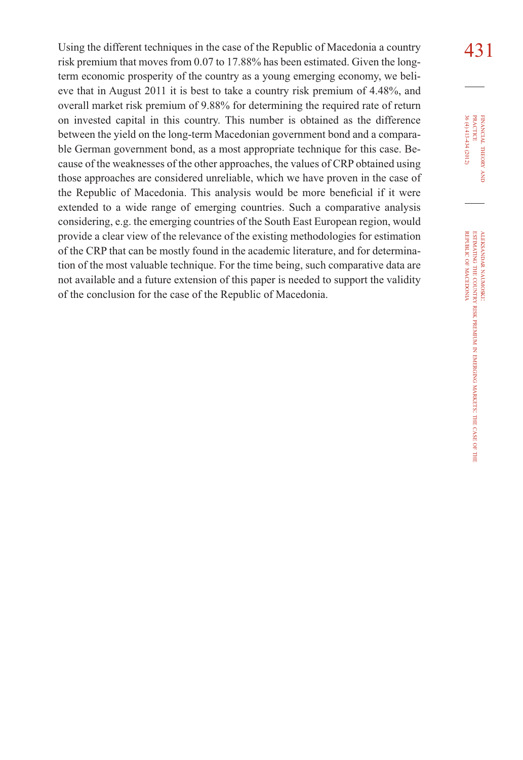Using the different techniques in the case of the Republic of Macedonia a country risk premium that moves from 0.07 to 17.88% has been estimated. Given the long-term economic prosperity of the country as a young emerging economy, we believe that in August 2011 it is best to take a country risk premium of 4.48%, and overall market risk premium of 9.88% for determining the required rate of return on invested capital in this country. This number is obtained as the difference between the yield on the long-term Macedonian government bond and a comparable German government bond, as a most appropriate technique for this case. Because of the weaknesses of the other approaches, the values of CRP obtained using those approaches are considered unreliable, which we have proven in the case of the Republic of Macedonia. This analysis would be more beneficial if it were extended to a wide range of emerging countries. Such a comparative analysis considering, e.g. the emerging countries of the South East European region, would provide a clear view of the relevance of the existing methodologies for estimation of the CRP that can be mostly found in the academic literature, and for determination of the most valuable technique. For the time being, such comparative data are not available and a future extension of this paper is needed to support the validity of the conclusion for the case of the Republic of Macedonia.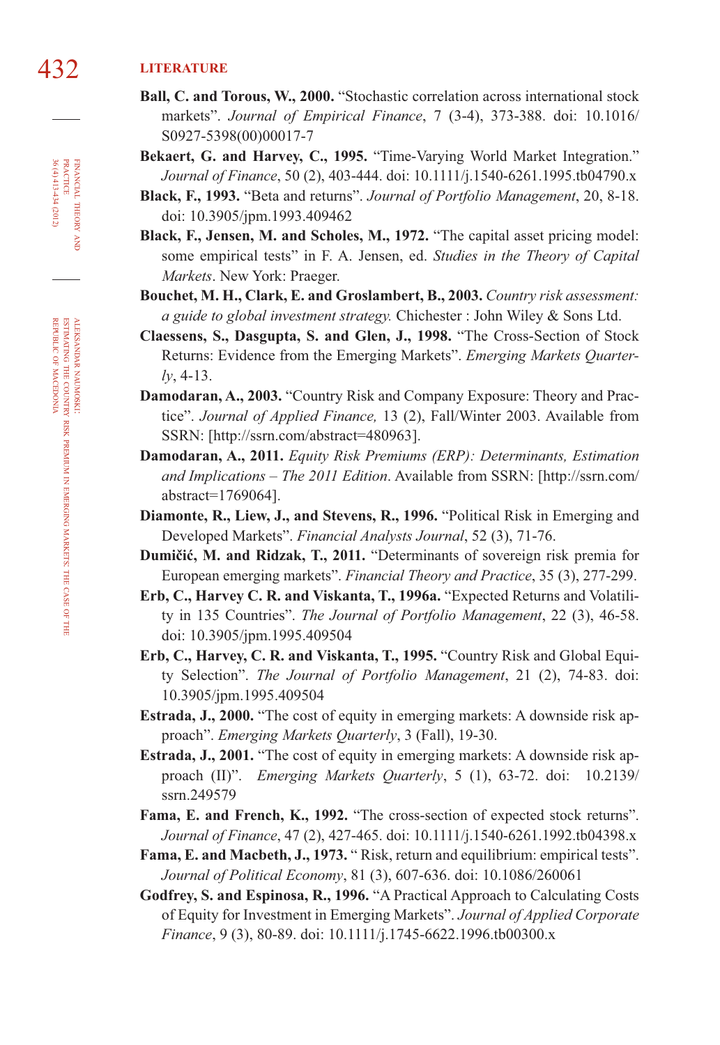## LITERATURE

**Ball, C. and Torous, W., 2000.** "Stochastic correlation across international stock markets". *Journal of Empirical Finance*, 7 (3-4), 373-388. doi: 10.1016/S0927-5398(00)00017-7

**Bekaert, G. and Harvey, C., 1995.** "Time-Varying World Market Integration." *Journal of Finance*, 50 (2), 403-444. doi: 10.1111/j.1540-6261.1995.tb04790.x

**Black, F., 1993.** "Beta and returns". *Journal of Portfolio Management*, 20, 8-18. doi: 10.3905/jpm.1993.409462

**Black, F., Jensen, M. and Scholes, M., 1972.** "The capital asset pricing model: some empirical tests" in F. A. Jensen, ed. *Studies in the Theory of Capital Markets*. New York: Praeger.

**Bouchet, M. H., Clark, E. and Groslambert, B., 2003.** *Country risk assessment: a guide to global investment strategy.* Chichester : John Wiley & Sons Ltd.

**Claessens, S., Dasgupta, S. and Glen, J., 1998.** "The Cross-Section of Stock Returns: Evidence from the Emerging Markets". *Emerging Markets Quarterly*, 4-13.

**Damodaran, A., 2003.** "Country Risk and Company Exposure: Theory and Practice". *Journal of Applied Finance,* 13 (2), Fall/Winter 2003. Available from SSRN: [http://ssrn.com/abstract=480963].

**Damodaran, A., 2011.** *Equity Risk Premiums (ERP): Determinants, Estimation and Implications – The 2011 Edition*. Available from SSRN: [http://ssrn.com/abstract=1769064].

**Diamonte, R., Liew, J., and Stevens, R., 1996.** "Political Risk in Emerging and Developed Markets". *Financial Analysts Journal*, 52 (3), 71-76.

**Dumičić, M. and Ridzak, T., 2011.** "Determinants of sovereign risk premia for European emerging markets". *Financial Theory and Practice*, 35 (3), 277-299.

**Erb, C., Harvey C. R. and Viskanta, T., 1996a.** "Expected Returns and Volatility in 135 Countries". *The Journal of Portfolio Management*, 22 (3), 46-58. doi: 10.3905/jpm.1995.409504

**Erb, C., Harvey, C. R. and Viskanta, T., 1995.** "Country Risk and Global Equity Selection". *The Journal of Portfolio Management*, 21 (2), 74-83. doi: 10.3905/jpm.1995.409504

**Estrada, J., 2000.** "The cost of equity in emerging markets: A downside risk approach". *Emerging Markets Quarterly*, 3 (Fall), 19-30.

**Estrada, J., 2001.** "The cost of equity in emerging markets: A downside risk approach (II)". *Emerging Markets Quarterly*, 5 (1), 63-72. doi: 10.2139/ssrn.249579

**Fama, E. and French, K., 1992.** "The cross-section of expected stock returns". *Journal of Finance*, 47 (2), 427-465. doi: 10.1111/j.1540-6261.1992.tb04398.x

**Fama, E. and Macbeth, J., 1973.** " Risk, return and equilibrium: empirical tests". *Journal of Political Economy*, 81 (3), 607-636. doi: 10.1086/260061

**Godfrey, S. and Espinosa, R., 1996.** "A Practical Approach to Calculating Costs of Equity for Investment in Emerging Markets". *Journal of Applied Corporate Finance*, 9 (3), 80-89. doi: 10.1111/j.1745-6622.1996.tb00300.x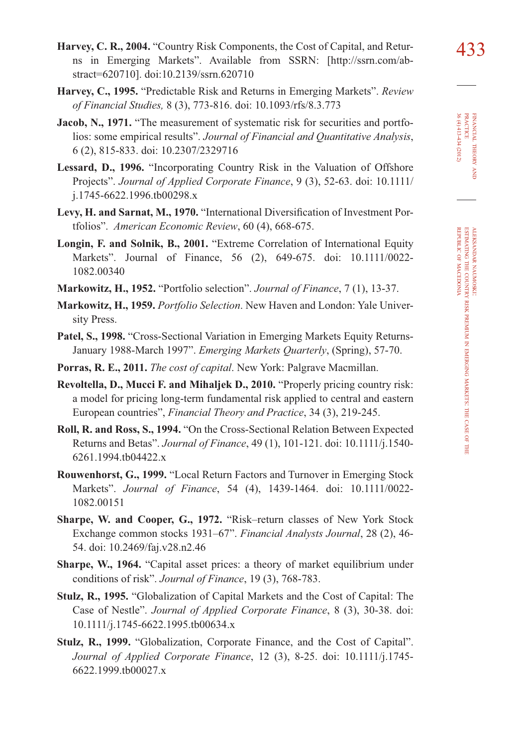**Harvey, C. R., 2004.** "Country Risk Components, the Cost of Capital, and Returns in Emerging Markets". Available from SSRN: [http://ssrn.com/abstract=620710]. doi:10.2139/ssrn.620710

**Harvey, C., 1995.** "Predictable Risk and Returns in Emerging Markets". *Review of Financial Studies,* 8 (3), 773-816. doi: 10.1093/rfs/8.3.773

**Jacob, N., 1971.** "The measurement of systematic risk for securities and portfolios: some empirical results". *Journal of Financial and Quantitative Analysis*, 6 (2), 815-833. doi: 10.2307/2329716

**Lessard, D., 1996.** "Incorporating Country Risk in the Valuation of Offshore Projects". *Journal of Applied Corporate Finance*, 9 (3), 52-63. doi: 10.1111/j.1745-6622.1996.tb00298.x

**Levy, H. and Sarnat, M., 1970.** "International Diversification of Investment Portfolios". *American Economic Review*, 60 (4), 668-675.

**Longin, F. and Solnik, B., 2001.** "Extreme Correlation of International Equity Markets". Journal of Finance, 56 (2), 649-675. doi: 10.1111/0022-1082.00340

**Markowitz, H., 1952.** "Portfolio selection". *Journal of Finance*, 7 (1), 13-37.

**Markowitz, H., 1959.** *Portfolio Selection*. New Haven and London: Yale University Press.

**Patel, S., 1998.** "Cross-Sectional Variation in Emerging Markets Equity Returns-January 1988-March 1997". *Emerging Markets Quarterly*, (Spring), 57-70.

**Porras, R. E., 2011.** *The cost of capital*. New York: Palgrave Macmillan.

**Revoltella, D., Mucci F. and Mihaljek D., 2010.** "Properly pricing country risk: a model for pricing long-term fundamental risk applied to central and eastern European countries", *Financial Theory and Practice*, 34 (3), 219-245.

**Roll, R. and Ross, S., 1994.** "On the Cross-Sectional Relation Between Expected Returns and Betas". *Journal of Finance*, 49 (1), 101-121. doi: 10.1111/j.1540-6261.1994.tb04422.x

**Rouwenhorst, G., 1999.** "Local Return Factors and Turnover in Emerging Stock Markets". *Journal of Finance*, 54 (4), 1439-1464. doi: 10.1111/0022-1082.00151

**Sharpe, W. and Cooper, G., 1972.** "Risk–return classes of New York Stock Exchange common stocks 1931–67". *Financial Analysts Journal*, 28 (2), 46-54. doi: 10.2469/faj.v28.n2.46

**Sharpe, W., 1964.** "Capital asset prices: a theory of market equilibrium under conditions of risk". *Journal of Finance*, 19 (3), 768-783.

**Stulz, R., 1995.** "Globalization of Capital Markets and the Cost of Capital: The Case of Nestle". *Journal of Applied Corporate Finance*, 8 (3), 30-38. doi: 10.1111/j.1745-6622.1995.tb00634.x

**Stulz, R., 1999.** "Globalization, Corporate Finance, and the Cost of Capital". *Journal of Applied Corporate Finance*, 12 (3), 8-25. doi: 10.1111/j.1745-6622.1999.tb00027.x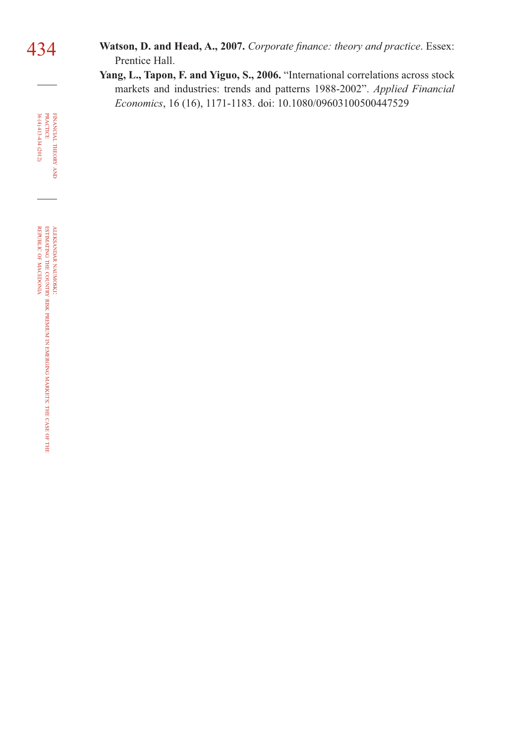**Watson, D. and Head, A., 2007.** *Corporate finance: theory and practice*. Essex: Prentice Hall.

**Yang, L., Tapon, F. and Yiguo, S., 2006.** "International correlations across stock markets and industries: trends and patterns 1988-2002". *Applied Financial Economics*, 16 (16), 1171-1183. doi: 10.1080/09603100500447529